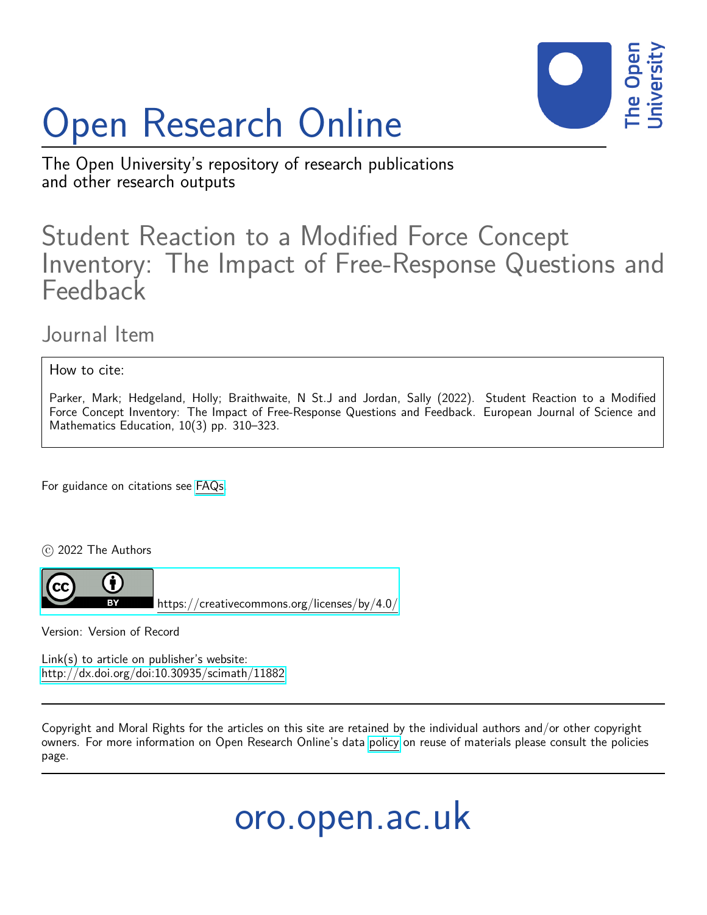# Open Research Online

The Open University's repository of research publications and other research outputs

## Student Reaction to a Modified Force Concept Inventory: The Impact of Free-Response Questions and Feedback

Journal Item

How to cite:

Parker, Mark; Hedgeland, Holly; Braithwaite, N St.J and Jordan, Sally (2022). Student Reaction to a Modified Force Concept Inventory: The Impact of Free-Response Questions and Feedback. European Journal of Science and Mathematics Education, 10(3) pp. 310–323.

For guidance on citations see FAQs.

© 2022 The Authors

https://creativecommons.org/licenses/by/4.0/

Version: Version of Record

Link(s) to article on publisher's website:
http://dx.doi.org/doi:10.30935/scimath/11882

Copyright and Moral Rights for the articles on this site are retained by the individual authors and/or other copyright owners. For more information on Open Research Online's data policy on reuse of materials please consult the policies page.

oro.open.ac.uk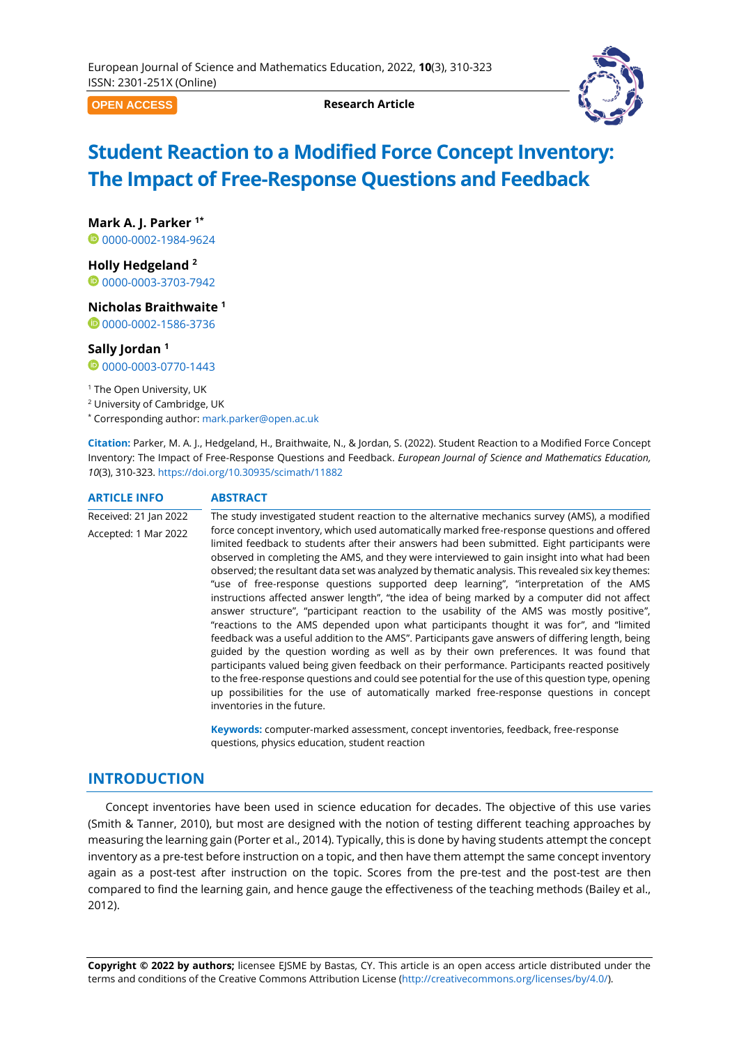# Student Reaction to a Modified Force Concept Inventory: The Impact of Free-Response Questions and Feedback

**Mark A. J. Parker** [1*]
0000-0002-1984-9624

**Holly Hedgeland** [2]
0000-0003-3703-7942

**Nicholas Braithwaite** [1]
0000-0002-1586-3736

**Sally Jordan** [1]
0000-0003-0770-1443

[1] The Open University, UK
[2] University of Cambridge, UK
[*] Corresponding author: mark.parker@open.ac.uk

**Citation:** Parker, M. A. J., Hedgeland, H., Braithwaite, N., & Jordan, S. (2022). Student Reaction to a Modified Force Concept Inventory: The Impact of Free-Response Questions and Feedback. *European Journal of Science and Mathematics Education, 10*(3), 310-323. https://doi.org/10.30935/scimath/11882

**ARTICLE INFO**

Received: 21 Jan 2022
Accepted: 1 Mar 2022

**ABSTRACT**

The study investigated student reaction to the alternative mechanics survey (AMS), a modified force concept inventory, which used automatically marked free-response questions and offered limited feedback to students after their answers had been submitted. Eight participants were observed in completing the AMS, and they were interviewed to gain insight into what had been observed; the resultant data set was analyzed by thematic analysis. This revealed six key themes: "use of free-response questions supported deep learning", "interpretation of the AMS instructions affected answer length", "the idea of being marked by a computer did not affect answer structure", "participant reaction to the usability of the AMS was mostly positive", "reactions to the AMS depended upon what participants thought it was for", and "limited feedback was a useful addition to the AMS". Participants gave answers of differing length, being guided by the question wording as well as by their own preferences. It was found that participants valued being given feedback on their performance. Participants reacted positively to the free-response questions and could see potential for the use of this question type, opening up possibilities for the use of automatically marked free-response questions in concept inventories in the future.

**Keywords:** computer-marked assessment, concept inventories, feedback, free-response questions, physics education, student reaction

## INTRODUCTION

Concept inventories have been used in science education for decades. The objective of this use varies (Smith & Tanner, 2010), but most are designed with the notion of testing different teaching approaches by measuring the learning gain (Porter et al., 2014). Typically, this is done by having students attempt the concept inventory as a pre-test before instruction on a topic, and then have them attempt the same concept inventory again as a post-test after instruction on the topic. Scores from the pre-test and the post-test are then compared to find the learning gain, and hence gauge the effectiveness of the teaching methods (Bailey et al., 2012).

**Copyright © 2022 by authors;** licensee EJSME by Bastas, CY. This article is an open access article distributed under the terms and conditions of the Creative Commons Attribution License (http://creativecommons.org/licenses/by/4.0/).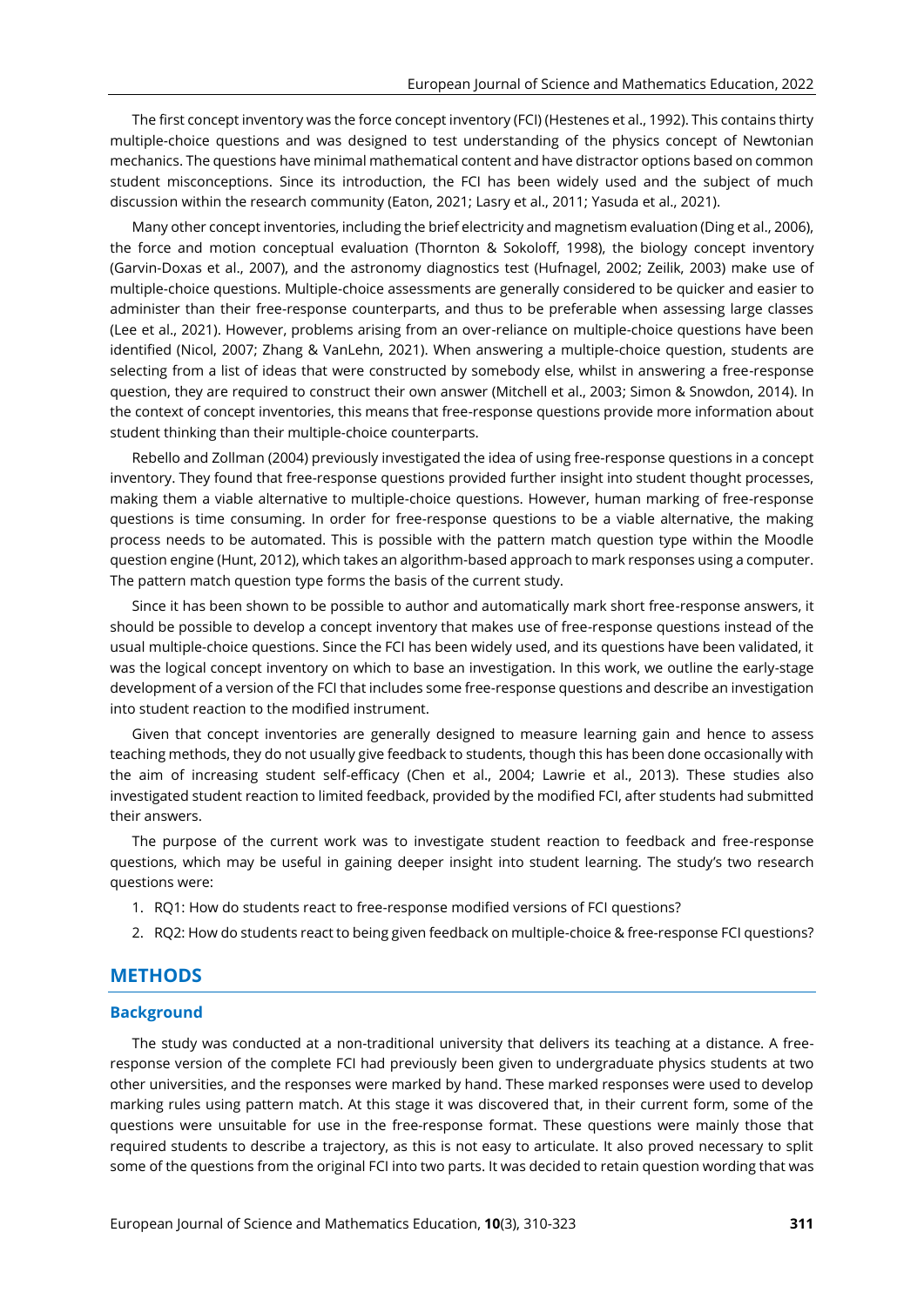The first concept inventory was the force concept inventory (FCI) (Hestenes et al., 1992). This contains thirty multiple-choice questions and was designed to test understanding of the physics concept of Newtonian mechanics. The questions have minimal mathematical content and have distractor options based on common student misconceptions. Since its introduction, the FCI has been widely used and the subject of much discussion within the research community (Eaton, 2021; Lasry et al., 2011; Yasuda et al., 2021).

Many other concept inventories, including the brief electricity and magnetism evaluation (Ding et al., 2006), the force and motion conceptual evaluation (Thornton & Sokoloff, 1998), the biology concept inventory (Garvin-Doxas et al., 2007), and the astronomy diagnostics test (Hufnagel, 2002; Zeilik, 2003) make use of multiple-choice questions. Multiple-choice assessments are generally considered to be quicker and easier to administer than their free-response counterparts, and thus to be preferable when assessing large classes (Lee et al., 2021). However, problems arising from an over-reliance on multiple-choice questions have been identified (Nicol, 2007; Zhang & VanLehn, 2021). When answering a multiple-choice question, students are selecting from a list of ideas that were constructed by somebody else, whilst in answering a free-response question, they are required to construct their own answer (Mitchell et al., 2003; Simon & Snowdon, 2014). In the context of concept inventories, this means that free-response questions provide more information about student thinking than their multiple-choice counterparts.

Rebello and Zollman (2004) previously investigated the idea of using free-response questions in a concept inventory. They found that free-response questions provided further insight into student thought processes, making them a viable alternative to multiple-choice questions. However, human marking of free-response questions is time consuming. In order for free-response questions to be a viable alternative, the making process needs to be automated. This is possible with the pattern match question type within the Moodle question engine (Hunt, 2012), which takes an algorithm-based approach to mark responses using a computer. The pattern match question type forms the basis of the current study.

Since it has been shown to be possible to author and automatically mark short free-response answers, it should be possible to develop a concept inventory that makes use of free-response questions instead of the usual multiple-choice questions. Since the FCI has been widely used, and its questions have been validated, it was the logical concept inventory on which to base an investigation. In this work, we outline the early-stage development of a version of the FCI that includes some free-response questions and describe an investigation into student reaction to the modified instrument.

Given that concept inventories are generally designed to measure learning gain and hence to assess teaching methods, they do not usually give feedback to students, though this has been done occasionally with the aim of increasing student self-efficacy (Chen et al., 2004; Lawrie et al., 2013). These studies also investigated student reaction to limited feedback, provided by the modified FCI, after students had submitted their answers.

The purpose of the current work was to investigate student reaction to feedback and free-response questions, which may be useful in gaining deeper insight into student learning. The study's two research questions were:

1. RQ1: How do students react to free-response modified versions of FCI questions?
2. RQ2: How do students react to being given feedback on multiple-choice & free-response FCI questions?

## METHODS

### Background

The study was conducted at a non-traditional university that delivers its teaching at a distance. A free-response version of the complete FCI had previously been given to undergraduate physics students at two other universities, and the responses were marked by hand. These marked responses were used to develop marking rules using pattern match. At this stage it was discovered that, in their current form, some of the questions were unsuitable for use in the free-response format. These questions were mainly those that required students to describe a trajectory, as this is not easy to articulate. It also proved necessary to split some of the questions from the original FCI into two parts. It was decided to retain question wording that was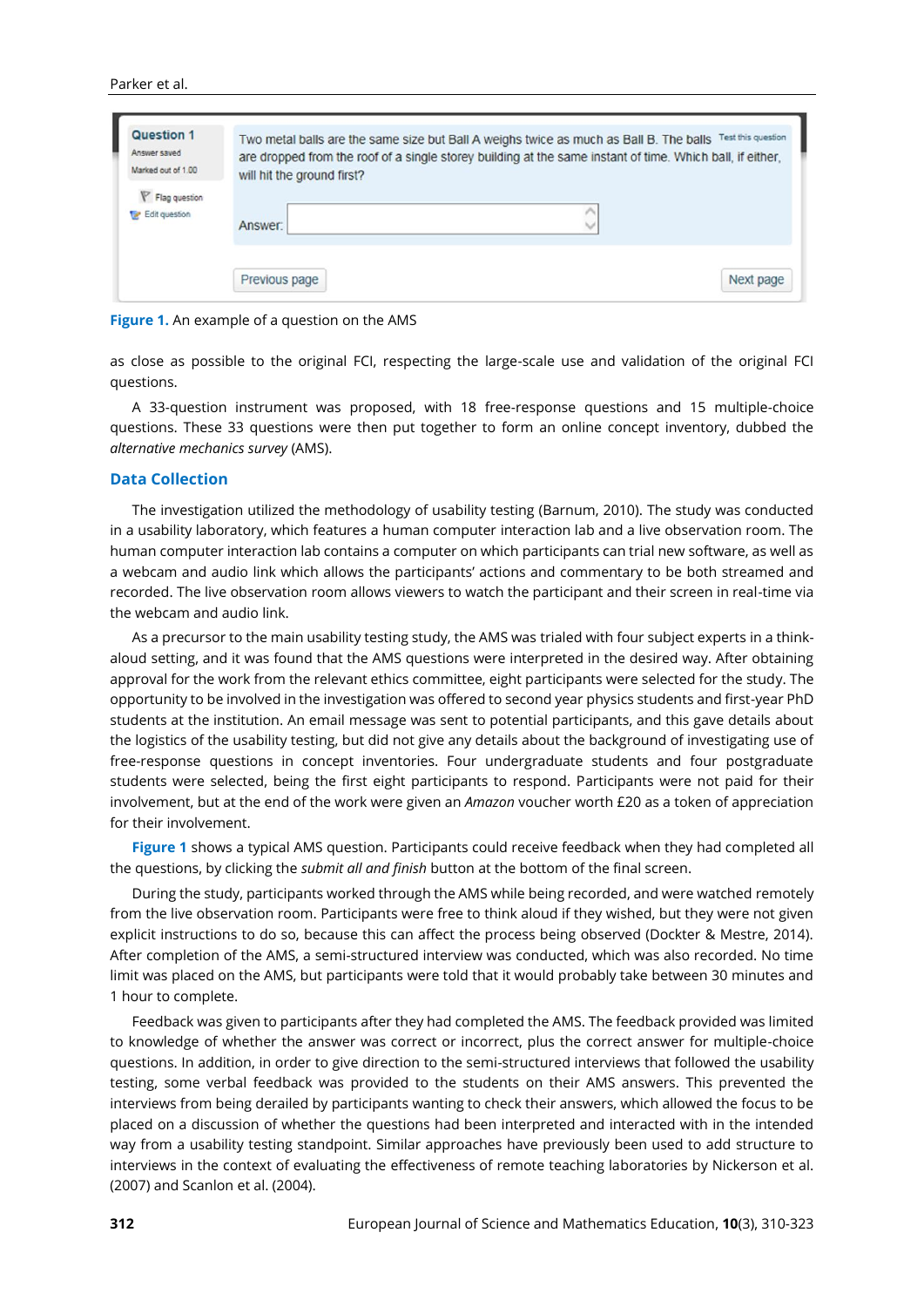**Figure 1.** An example of a question on the AMS

as close as possible to the original FCI, respecting the large-scale use and validation of the original FCI questions.

A 33-question instrument was proposed, with 18 free-response questions and 15 multiple-choice questions. These 33 questions were then put together to form an online concept inventory, dubbed the *alternative mechanics survey* (AMS).

## Data Collection

The investigation utilized the methodology of usability testing (Barnum, 2010). The study was conducted in a usability laboratory, which features a human computer interaction lab and a live observation room. The human computer interaction lab contains a computer on which participants can trial new software, as well as a webcam and audio link which allows the participants' actions and commentary to be both streamed and recorded. The live observation room allows viewers to watch the participant and their screen in real-time via the webcam and audio link.

As a precursor to the main usability testing study, the AMS was trialed with four subject experts in a think-aloud setting, and it was found that the AMS questions were interpreted in the desired way. After obtaining approval for the work from the relevant ethics committee, eight participants were selected for the study. The opportunity to be involved in the investigation was offered to second year physics students and first-year PhD students at the institution. An email message was sent to potential participants, and this gave details about the logistics of the usability testing, but did not give any details about the background of investigating use of free-response questions in concept inventories. Four undergraduate students and four postgraduate students were selected, being the first eight participants to respond. Participants were not paid for their involvement, but at the end of the work were given an *Amazon* voucher worth £20 as a token of appreciation for their involvement.

**Figure 1** shows a typical AMS question. Participants could receive feedback when they had completed all the questions, by clicking the *submit all and finish* button at the bottom of the final screen.

During the study, participants worked through the AMS while being recorded, and were watched remotely from the live observation room. Participants were free to think aloud if they wished, but they were not given explicit instructions to do so, because this can affect the process being observed (Dockter & Mestre, 2014). After completion of the AMS, a semi-structured interview was conducted, which was also recorded. No time limit was placed on the AMS, but participants were told that it would probably take between 30 minutes and 1 hour to complete.

Feedback was given to participants after they had completed the AMS. The feedback provided was limited to knowledge of whether the answer was correct or incorrect, plus the correct answer for multiple-choice questions. In addition, in order to give direction to the semi-structured interviews that followed the usability testing, some verbal feedback was provided to the students on their AMS answers. This prevented the interviews from being derailed by participants wanting to check their answers, which allowed the focus to be placed on a discussion of whether the questions had been interpreted and interacted with in the intended way from a usability testing standpoint. Similar approaches have previously been used to add structure to interviews in the context of evaluating the effectiveness of remote teaching laboratories by Nickerson et al. (2007) and Scanlon et al. (2004).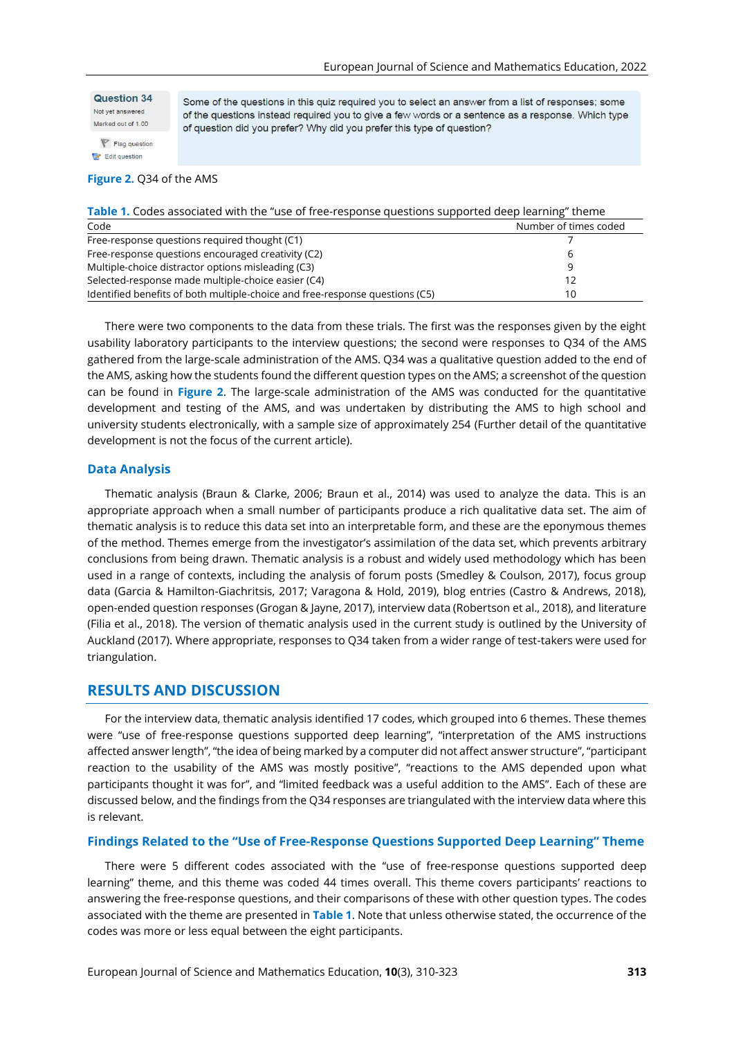Question 34
Not yet answered
Marked out of 1.00

Flag question
Edit question

Some of the questions in this quiz required you to select an answer from a list of responses; some of the questions instead required you to give a few words or a sentence as a response. Which type of question did you prefer? Why did you prefer this type of question?

**Figure 2.** Q34 of the AMS

**Table 1.** Codes associated with the "use of free-response questions supported deep learning" theme

| Code | Number of times coded |
|---|---|
| Free-response questions required thought (C1) | 7 |
| Free-response questions encouraged creativity (C2) | 6 |
| Multiple-choice distractor options misleading (C3) | 9 |
| Selected-response made multiple-choice easier (C4) | 12 |
| Identified benefits of both multiple-choice and free-response questions (C5) | 10 |

There were two components to the data from these trials. The first was the responses given by the eight usability laboratory participants to the interview questions; the second were responses to Q34 of the AMS gathered from the large-scale administration of the AMS. Q34 was a qualitative question added to the end of the AMS, asking how the students found the different question types on the AMS; a screenshot of the question can be found in **Figure 2**. The large-scale administration of the AMS was conducted for the quantitative development and testing of the AMS, and was undertaken by distributing the AMS to high school and university students electronically, with a sample size of approximately 254 (Further detail of the quantitative development is not the focus of the current article).

### Data Analysis

Thematic analysis (Braun & Clarke, 2006; Braun et al., 2014) was used to analyze the data. This is an appropriate approach when a small number of participants produce a rich qualitative data set. The aim of thematic analysis is to reduce this data set into an interpretable form, and these are the eponymous themes of the method. Themes emerge from the investigator's assimilation of the data set, which prevents arbitrary conclusions from being drawn. Thematic analysis is a robust and widely used methodology which has been used in a range of contexts, including the analysis of forum posts (Smedley & Coulson, 2017), focus group data (Garcia & Hamilton-Giachritsis, 2017; Varagona & Hold, 2019), blog entries (Castro & Andrews, 2018), open-ended question responses (Grogan & Jayne, 2017), interview data (Robertson et al., 2018), and literature (Filia et al., 2018). The version of thematic analysis used in the current study is outlined by the University of Auckland (2017). Where appropriate, responses to Q34 taken from a wider range of test-takers were used for triangulation.

## RESULTS AND DISCUSSION

For the interview data, thematic analysis identified 17 codes, which grouped into 6 themes. These themes were "use of free-response questions supported deep learning", "interpretation of the AMS instructions affected answer length", "the idea of being marked by a computer did not affect answer structure", "participant reaction to the usability of the AMS was mostly positive", "reactions to the AMS depended upon what participants thought it was for", and "limited feedback was a useful addition to the AMS". Each of these are discussed below, and the findings from the Q34 responses are triangulated with the interview data where this is relevant.

### Findings Related to the "Use of Free-Response Questions Supported Deep Learning" Theme

There were 5 different codes associated with the "use of free-response questions supported deep learning" theme, and this theme was coded 44 times overall. This theme covers participants' reactions to answering the free-response questions, and their comparisons of these with other question types. The codes associated with the theme are presented in **Table 1**. Note that unless otherwise stated, the occurrence of the codes was more or less equal between the eight participants.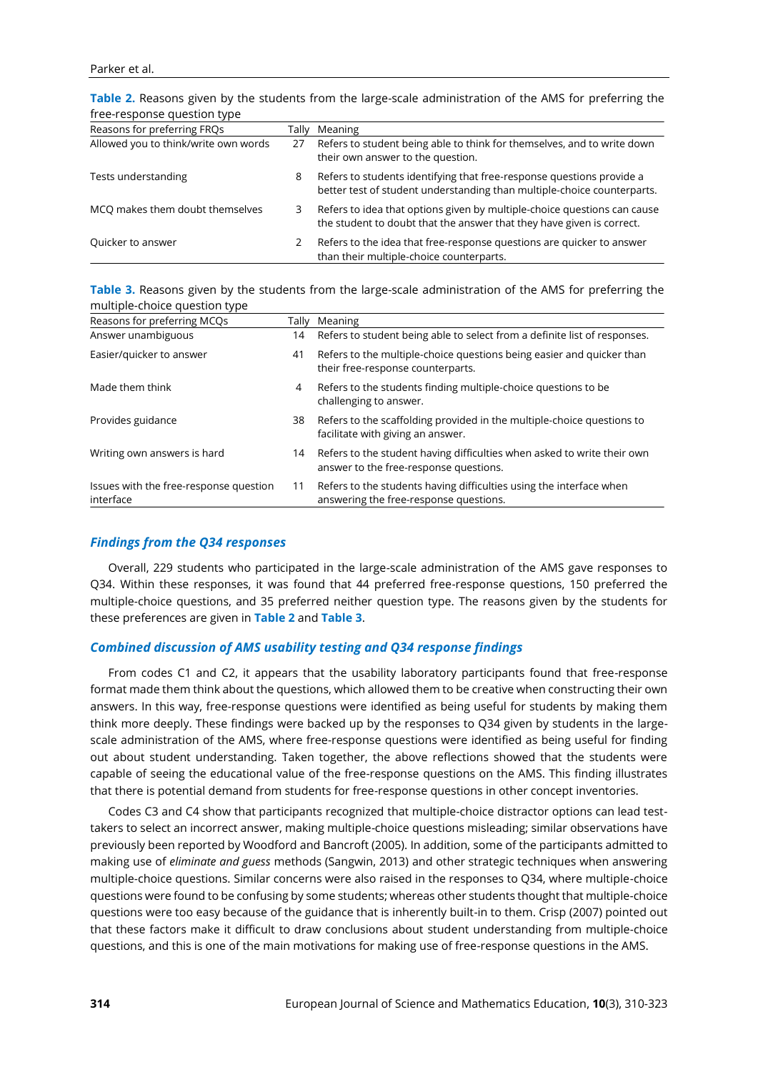**Table 2.** Reasons given by the students from the large-scale administration of the AMS for preferring the free-response question type

| Reasons for preferring FRQs | Tally | Meaning |
| --- | --- | --- |
| Allowed you to think/write own words | 27 | Refers to student being able to think for themselves, and to write down their own answer to the question. |
| Tests understanding | 8 | Refers to students identifying that free-response questions provide a better test of student understanding than multiple-choice counterparts. |
| MCQ makes them doubt themselves | 3 | Refers to idea that options given by multiple-choice questions can cause the student to doubt that the answer that they have given is correct. |
| Quicker to answer | 2 | Refers to the idea that free-response questions are quicker to answer than their multiple-choice counterparts. |

**Table 3.** Reasons given by the students from the large-scale administration of the AMS for preferring the multiple-choice question type

| Reasons for preferring MCQs | Tally | Meaning |
| --- | --- | --- |
| Answer unambiguous | 14 | Refers to student being able to select from a definite list of responses. |
| Easier/quicker to answer | 41 | Refers to the multiple-choice questions being easier and quicker than their free-response counterparts. |
| Made them think | 4 | Refers to the students finding multiple-choice questions to be challenging to answer. |
| Provides guidance | 38 | Refers to the scaffolding provided in the multiple-choice questions to facilitate with giving an answer. |
| Writing own answers is hard | 14 | Refers to the student having difficulties when asked to write their own answer to the free-response questions. |
| Issues with the free-response question interface | 11 | Refers to the students having difficulties using the interface when answering the free-response questions. |

### *Findings from the Q34 responses*

Overall, 229 students who participated in the large-scale administration of the AMS gave responses to Q34. Within these responses, it was found that 44 preferred free-response questions, 150 preferred the multiple-choice questions, and 35 preferred neither question type. The reasons given by the students for these preferences are given in **Table 2** and **Table 3**.

### *Combined discussion of AMS usability testing and Q34 response findings*

From codes C1 and C2, it appears that the usability laboratory participants found that free-response format made them think about the questions, which allowed them to be creative when constructing their own answers. In this way, free-response questions were identified as being useful for students by making them think more deeply. These findings were backed up by the responses to Q34 given by students in the large-scale administration of the AMS, where free-response questions were identified as being useful for finding out about student understanding. Taken together, the above reflections showed that the students were capable of seeing the educational value of the free-response questions on the AMS. This finding illustrates that there is potential demand from students for free-response questions in other concept inventories.

Codes C3 and C4 show that participants recognized that multiple-choice distractor options can lead test-takers to select an incorrect answer, making multiple-choice questions misleading; similar observations have previously been reported by Woodford and Bancroft (2005). In addition, some of the participants admitted to making use of *eliminate and guess* methods (Sangwin, 2013) and other strategic techniques when answering multiple-choice questions. Similar concerns were also raised in the responses to Q34, where multiple-choice questions were found to be confusing by some students; whereas other students thought that multiple-choice questions were too easy because of the guidance that is inherently built-in to them. Crisp (2007) pointed out that these factors make it difficult to draw conclusions about student understanding from multiple-choice questions, and this is one of the main motivations for making use of free-response questions in the AMS.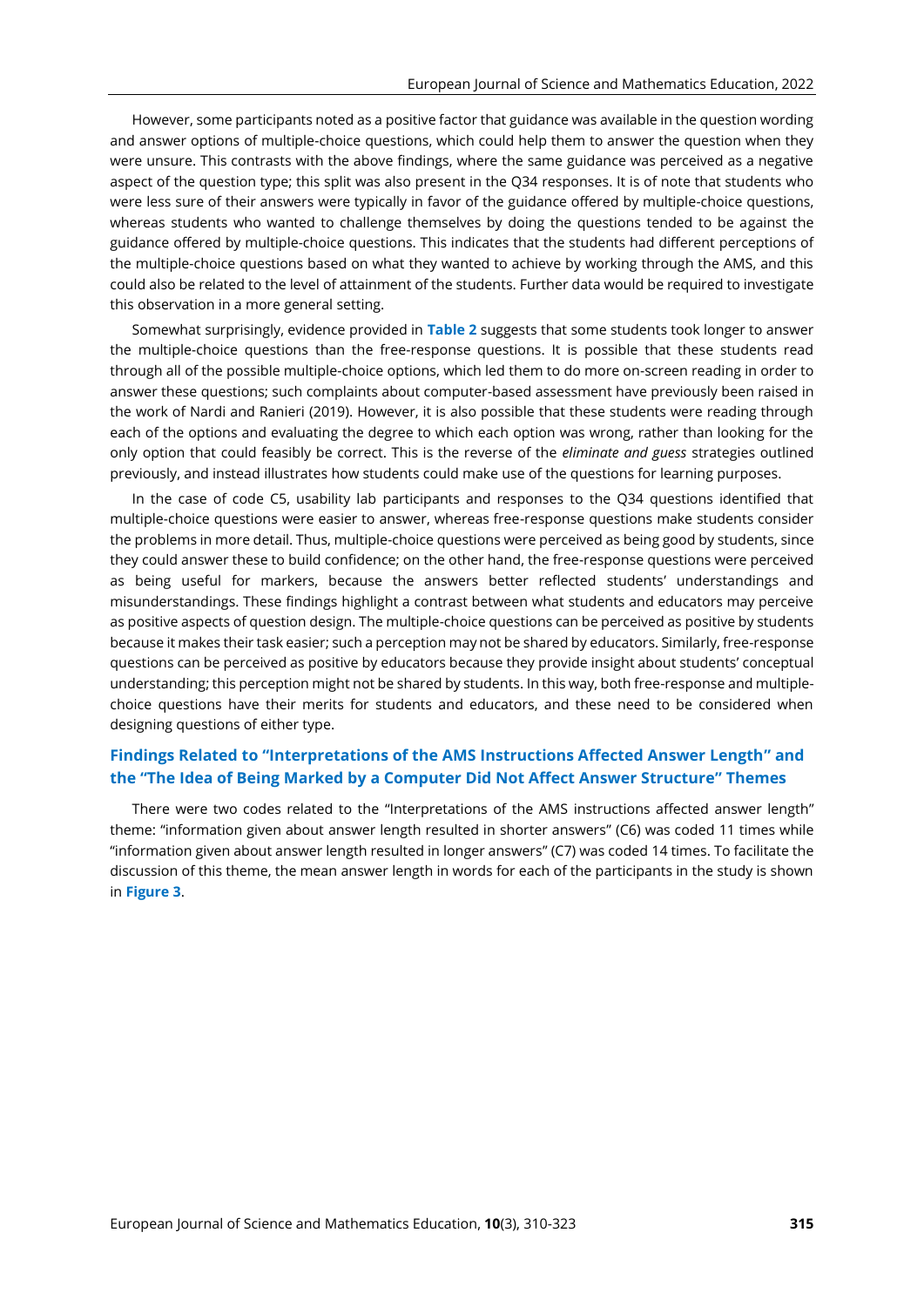However, some participants noted as a positive factor that guidance was available in the question wording and answer options of multiple-choice questions, which could help them to answer the question when they were unsure. This contrasts with the above findings, where the same guidance was perceived as a negative aspect of the question type; this split was also present in the Q34 responses. It is of note that students who were less sure of their answers were typically in favor of the guidance offered by multiple-choice questions, whereas students who wanted to challenge themselves by doing the questions tended to be against the guidance offered by multiple-choice questions. This indicates that the students had different perceptions of the multiple-choice questions based on what they wanted to achieve by working through the AMS, and this could also be related to the level of attainment of the students. Further data would be required to investigate this observation in a more general setting.

Somewhat surprisingly, evidence provided in **Table 2** suggests that some students took longer to answer the multiple-choice questions than the free-response questions. It is possible that these students read through all of the possible multiple-choice options, which led them to do more on-screen reading in order to answer these questions; such complaints about computer-based assessment have previously been raised in the work of Nardi and Ranieri (2019). However, it is also possible that these students were reading through each of the options and evaluating the degree to which each option was wrong, rather than looking for the only option that could feasibly be correct. This is the reverse of the *eliminate and guess* strategies outlined previously, and instead illustrates how students could make use of the questions for learning purposes.

In the case of code C5, usability lab participants and responses to the Q34 questions identified that multiple-choice questions were easier to answer, whereas free-response questions make students consider the problems in more detail. Thus, multiple-choice questions were perceived as being good by students, since they could answer these to build confidence; on the other hand, the free-response questions were perceived as being useful for markers, because the answers better reflected students' understandings and misunderstandings. These findings highlight a contrast between what students and educators may perceive as positive aspects of question design. The multiple-choice questions can be perceived as positive by students because it makes their task easier; such a perception may not be shared by educators. Similarly, free-response questions can be perceived as positive by educators because they provide insight about students' conceptual understanding; this perception might not be shared by students. In this way, both free-response and multiple-choice questions have their merits for students and educators, and these need to be considered when designing questions of either type.

## Findings Related to "Interpretations of the AMS Instructions Affected Answer Length" and the "The Idea of Being Marked by a Computer Did Not Affect Answer Structure" Themes

There were two codes related to the "Interpretations of the AMS instructions affected answer length" theme: "information given about answer length resulted in shorter answers" (C6) was coded 11 times while "information given about answer length resulted in longer answers" (C7) was coded 14 times. To facilitate the discussion of this theme, the mean answer length in words for each of the participants in the study is shown in **Figure 3**.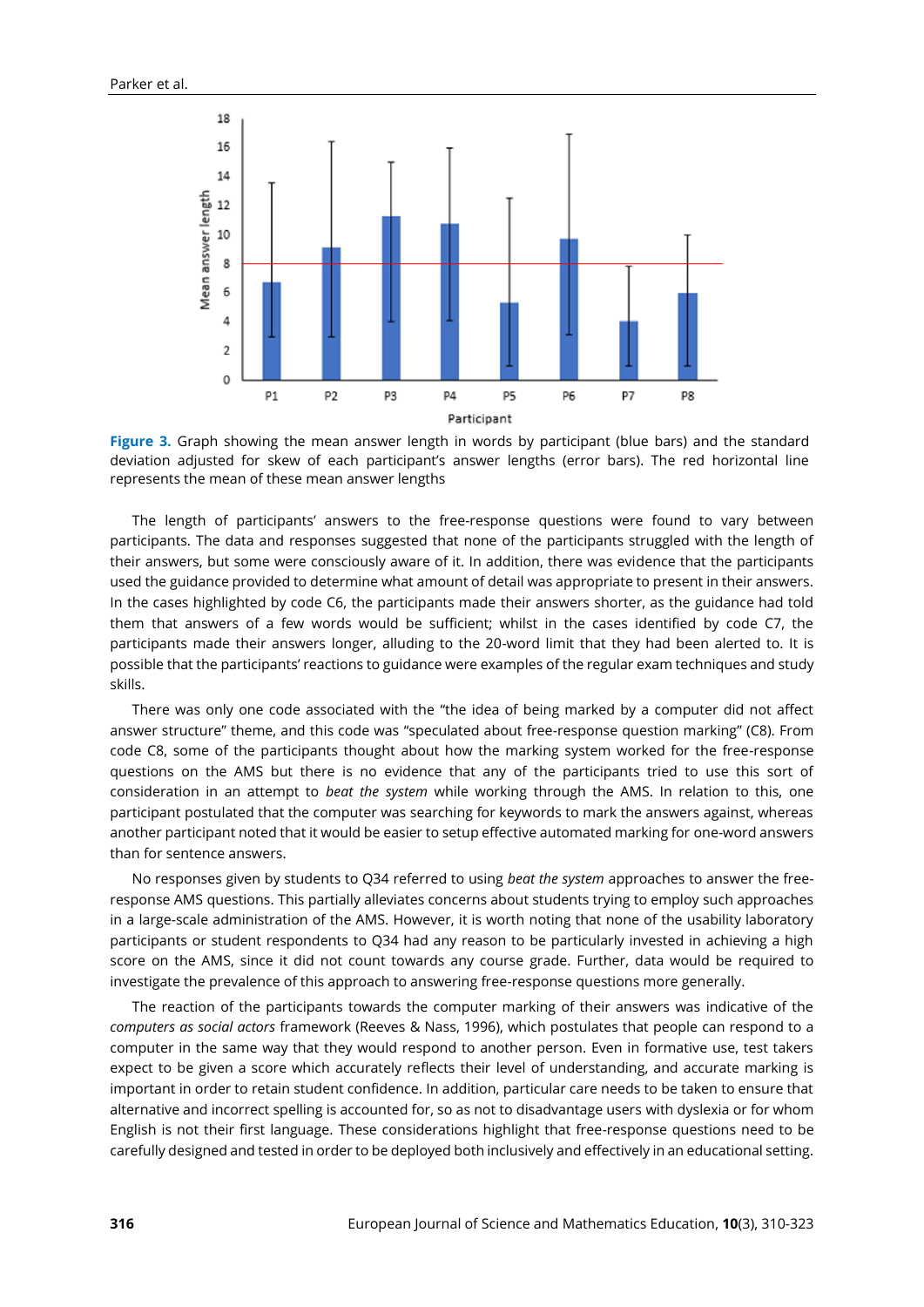**Figure 3.** Graph showing the mean answer length in words by participant (blue bars) and the standard deviation adjusted for skew of each participant's answer lengths (error bars). The red horizontal line represents the mean of these mean answer lengths

The length of participants' answers to the free-response questions were found to vary between participants. The data and responses suggested that none of the participants struggled with the length of their answers, but some were consciously aware of it. In addition, there was evidence that the participants used the guidance provided to determine what amount of detail was appropriate to present in their answers. In the cases highlighted by code C6, the participants made their answers shorter, as the guidance had told them that answers of a few words would be sufficient; whilst in the cases identified by code C7, the participants made their answers longer, alluding to the 20-word limit that they had been alerted to. It is possible that the participants' reactions to guidance were examples of the regular exam techniques and study skills.

There was only one code associated with the "the idea of being marked by a computer did not affect answer structure" theme, and this code was "speculated about free-response question marking" (C8). From code C8, some of the participants thought about how the marking system worked for the free-response questions on the AMS but there is no evidence that any of the participants tried to use this sort of consideration in an attempt to *beat the system* while working through the AMS. In relation to this, one participant postulated that the computer was searching for keywords to mark the answers against, whereas another participant noted that it would be easier to setup effective automated marking for one-word answers than for sentence answers.

No responses given by students to Q34 referred to using *beat the system* approaches to answer the free-response AMS questions. This partially alleviates concerns about students trying to employ such approaches in a large-scale administration of the AMS. However, it is worth noting that none of the usability laboratory participants or student respondents to Q34 had any reason to be particularly invested in achieving a high score on the AMS, since it did not count towards any course grade. Further, data would be required to investigate the prevalence of this approach to answering free-response questions more generally.

The reaction of the participants towards the computer marking of their answers was indicative of the *computers as social actors* framework (Reeves & Nass, 1996), which postulates that people can respond to a computer in the same way that they would respond to another person. Even in formative use, test takers expect to be given a score which accurately reflects their level of understanding, and accurate marking is important in order to retain student confidence. In addition, particular care needs to be taken to ensure that alternative and incorrect spelling is accounted for, so as not to disadvantage users with dyslexia or for whom English is not their first language. These considerations highlight that free-response questions need to be carefully designed and tested in order to be deployed both inclusively and effectively in an educational setting.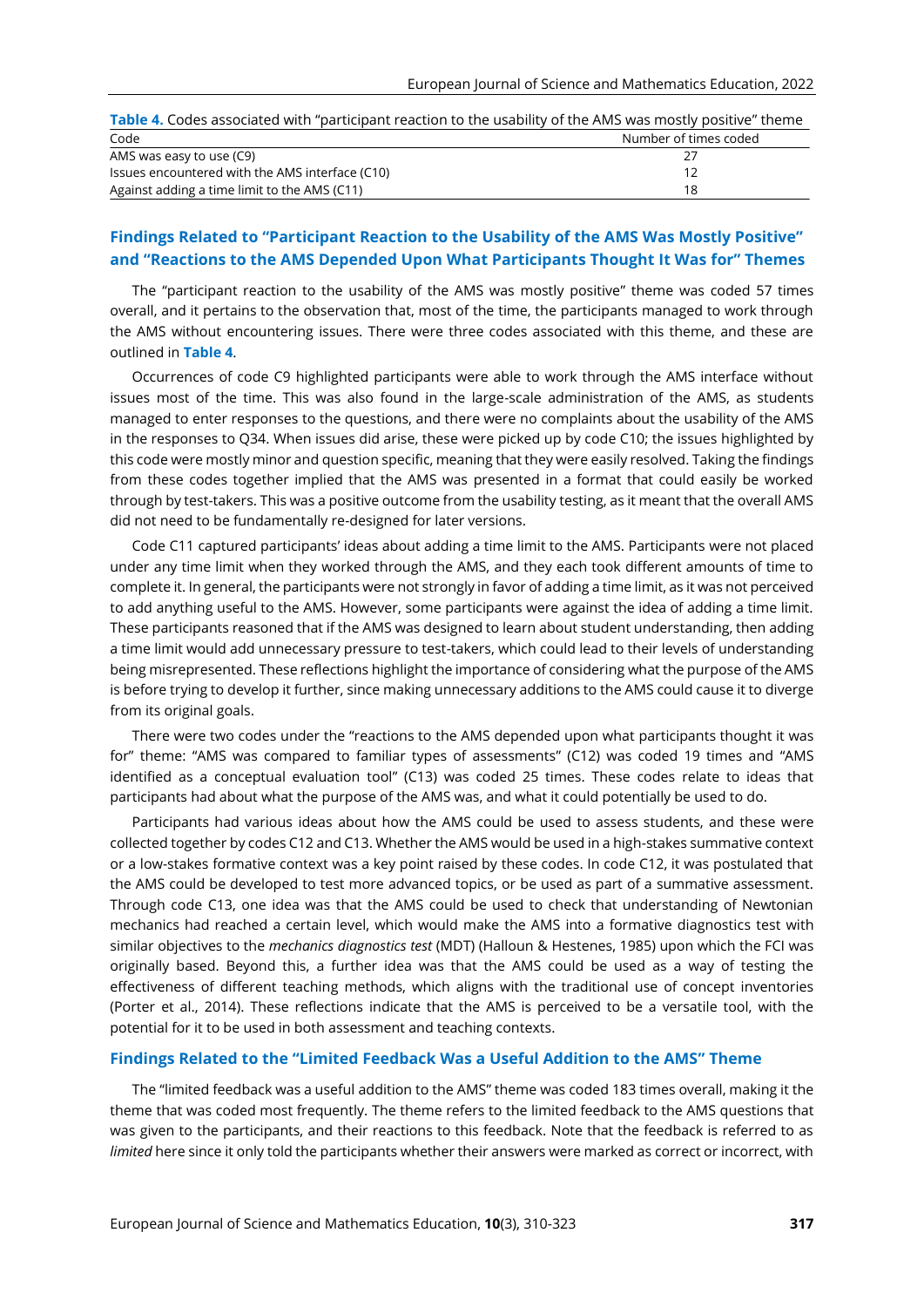**Table 4.** Codes associated with "participant reaction to the usability of the AMS was mostly positive" theme

| Code | Number of times coded |
|---|---|
| AMS was easy to use (C9) | 27 |
| Issues encountered with the AMS interface (C10) | 12 |
| Against adding a time limit to the AMS (C11) | 18 |

### Findings Related to "Participant Reaction to the Usability of the AMS Was Mostly Positive" and "Reactions to the AMS Depended Upon What Participants Thought It Was for" Themes

The "participant reaction to the usability of the AMS was mostly positive" theme was coded 57 times overall, and it pertains to the observation that, most of the time, the participants managed to work through the AMS without encountering issues. There were three codes associated with this theme, and these are outlined in **Table 4**.

Occurrences of code C9 highlighted participants were able to work through the AMS interface without issues most of the time. This was also found in the large-scale administration of the AMS, as students managed to enter responses to the questions, and there were no complaints about the usability of the AMS in the responses to Q34. When issues did arise, these were picked up by code C10; the issues highlighted by this code were mostly minor and question specific, meaning that they were easily resolved. Taking the findings from these codes together implied that the AMS was presented in a format that could easily be worked through by test-takers. This was a positive outcome from the usability testing, as it meant that the overall AMS did not need to be fundamentally re-designed for later versions.

Code C11 captured participants' ideas about adding a time limit to the AMS. Participants were not placed under any time limit when they worked through the AMS, and they each took different amounts of time to complete it. In general, the participants were not strongly in favor of adding a time limit, as it was not perceived to add anything useful to the AMS. However, some participants were against the idea of adding a time limit. These participants reasoned that if the AMS was designed to learn about student understanding, then adding a time limit would add unnecessary pressure to test-takers, which could lead to their levels of understanding being misrepresented. These reflections highlight the importance of considering what the purpose of the AMS is before trying to develop it further, since making unnecessary additions to the AMS could cause it to diverge from its original goals.

There were two codes under the "reactions to the AMS depended upon what participants thought it was for" theme: "AMS was compared to familiar types of assessments" (C12) was coded 19 times and "AMS identified as a conceptual evaluation tool" (C13) was coded 25 times. These codes relate to ideas that participants had about what the purpose of the AMS was, and what it could potentially be used to do.

Participants had various ideas about how the AMS could be used to assess students, and these were collected together by codes C12 and C13. Whether the AMS would be used in a high-stakes summative context or a low-stakes formative context was a key point raised by these codes. In code C12, it was postulated that the AMS could be developed to test more advanced topics, or be used as part of a summative assessment. Through code C13, one idea was that the AMS could be used to check that understanding of Newtonian mechanics had reached a certain level, which would make the AMS into a formative diagnostics test with similar objectives to the *mechanics diagnostics test* (MDT) (Halloun & Hestenes, 1985) upon which the FCI was originally based. Beyond this, a further idea was that the AMS could be used as a way of testing the effectiveness of different teaching methods, which aligns with the traditional use of concept inventories (Porter et al., 2014). These reflections indicate that the AMS is perceived to be a versatile tool, with the potential for it to be used in both assessment and teaching contexts.

### Findings Related to the "Limited Feedback Was a Useful Addition to the AMS" Theme

The "limited feedback was a useful addition to the AMS" theme was coded 183 times overall, making it the theme that was coded most frequently. The theme refers to the limited feedback to the AMS questions that was given to the participants, and their reactions to this feedback. Note that the feedback is referred to as *limited* here since it only told the participants whether their answers were marked as correct or incorrect, with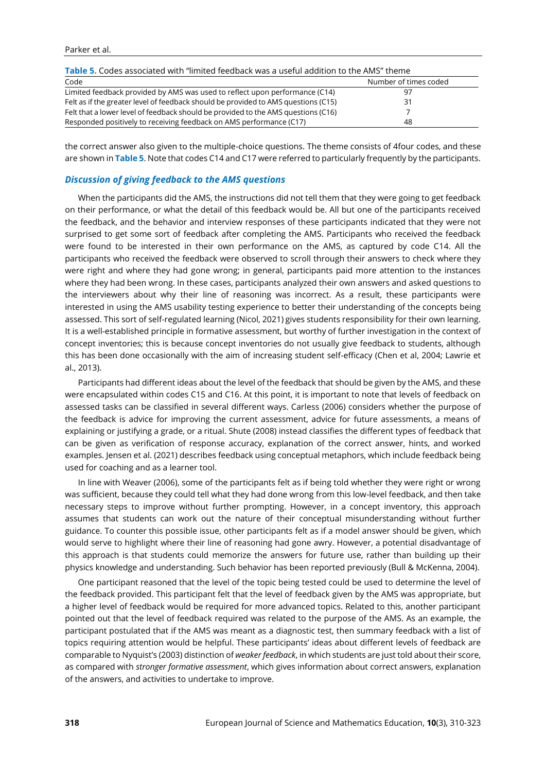**Table 5.** Codes associated with "limited feedback was a useful addition to the AMS" theme

| Code | Number of times coded |
|---|---|
| Limited feedback provided by AMS was used to reflect upon performance (C14) | 97 |
| Felt as if the greater level of feedback should be provided to AMS questions (C15) | 31 |
| Felt that a lower level of feedback should be provided to the AMS questions (C16) | 7 |
| Responded positively to receiving feedback on AMS performance (C17) | 48 |

the correct answer also given to the multiple-choice questions. The theme consists of 4four codes, and these are shown in **Table 5**. Note that codes C14 and C17 were referred to particularly frequently by the participants.

### *Discussion of giving feedback to the AMS questions*

When the participants did the AMS, the instructions did not tell them that they were going to get feedback on their performance, or what the detail of this feedback would be. All but one of the participants received the feedback, and the behavior and interview responses of these participants indicated that they were not surprised to get some sort of feedback after completing the AMS. Participants who received the feedback were found to be interested in their own performance on the AMS, as captured by code C14. All the participants who received the feedback were observed to scroll through their answers to check where they were right and where they had gone wrong; in general, participants paid more attention to the instances where they had been wrong. In these cases, participants analyzed their own answers and asked questions to the interviewers about why their line of reasoning was incorrect. As a result, these participants were interested in using the AMS usability testing experience to better their understanding of the concepts being assessed. This sort of self-regulated learning (Nicol, 2021) gives students responsibility for their own learning. It is a well-established principle in formative assessment, but worthy of further investigation in the context of concept inventories; this is because concept inventories do not usually give feedback to students, although this has been done occasionally with the aim of increasing student self-efficacy (Chen et al, 2004; Lawrie et al., 2013).

Participants had different ideas about the level of the feedback that should be given by the AMS, and these were encapsulated within codes C15 and C16. At this point, it is important to note that levels of feedback on assessed tasks can be classified in several different ways. Carless (2006) considers whether the purpose of the feedback is advice for improving the current assessment, advice for future assessments, a means of explaining or justifying a grade, or a ritual. Shute (2008) instead classifies the different types of feedback that can be given as verification of response accuracy, explanation of the correct answer, hints, and worked examples. Jensen et al. (2021) describes feedback using conceptual metaphors, which include feedback being used for coaching and as a learner tool.

In line with Weaver (2006), some of the participants felt as if being told whether they were right or wrong was sufficient, because they could tell what they had done wrong from this low-level feedback, and then take necessary steps to improve without further prompting. However, in a concept inventory, this approach assumes that students can work out the nature of their conceptual misunderstanding without further guidance. To counter this possible issue, other participants felt as if a model answer should be given, which would serve to highlight where their line of reasoning had gone awry. However, a potential disadvantage of this approach is that students could memorize the answers for future use, rather than building up their physics knowledge and understanding. Such behavior has been reported previously (Bull & McKenna, 2004).

One participant reasoned that the level of the topic being tested could be used to determine the level of the feedback provided. This participant felt that the level of feedback given by the AMS was appropriate, but a higher level of feedback would be required for more advanced topics. Related to this, another participant pointed out that the level of feedback required was related to the purpose of the AMS. As an example, the participant postulated that if the AMS was meant as a diagnostic test, then summary feedback with a list of topics requiring attention would be helpful. These participants' ideas about different levels of feedback are comparable to Nyquist's (2003) distinction of *weaker feedback*, in which students are just told about their score, as compared with *stronger formative assessment*, which gives information about correct answers, explanation of the answers, and activities to undertake to improve.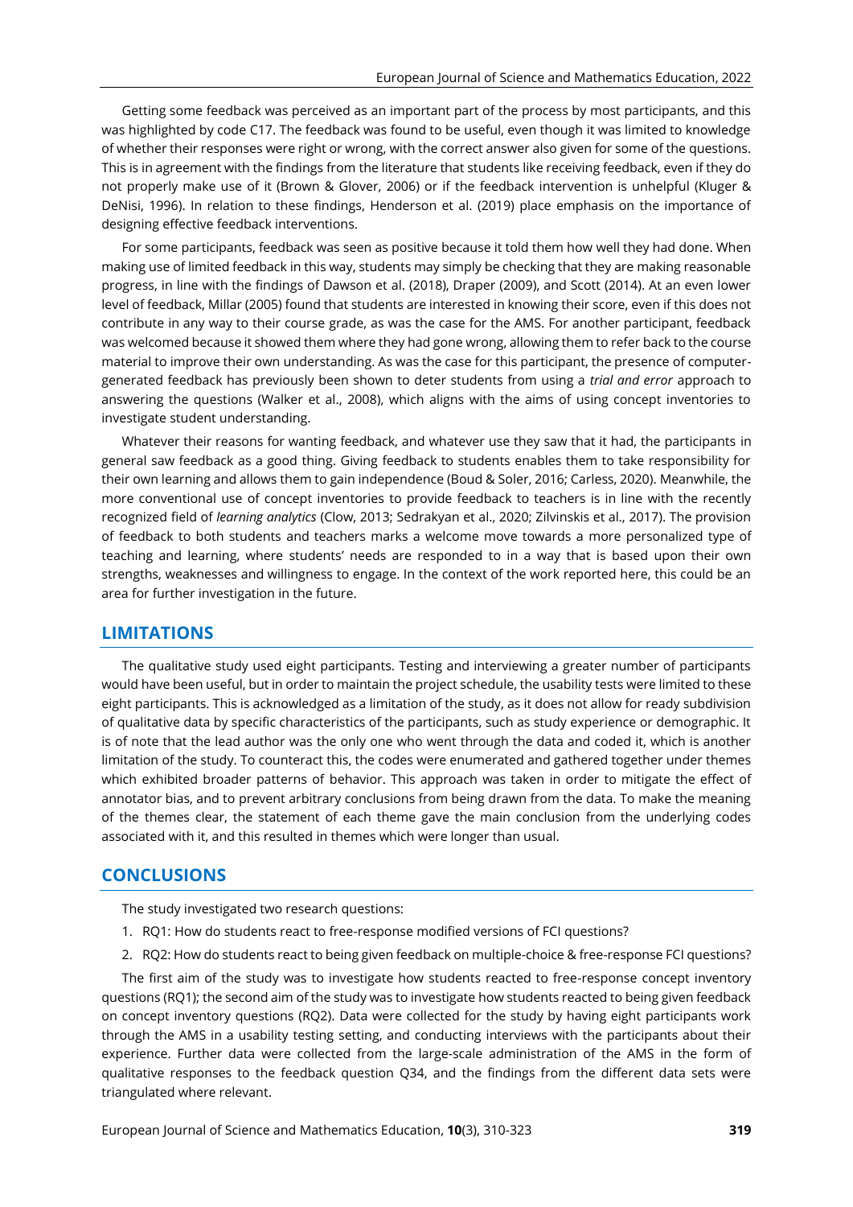Getting some feedback was perceived as an important part of the process by most participants, and this was highlighted by code C17. The feedback was found to be useful, even though it was limited to knowledge of whether their responses were right or wrong, with the correct answer also given for some of the questions. This is in agreement with the findings from the literature that students like receiving feedback, even if they do not properly make use of it (Brown & Glover, 2006) or if the feedback intervention is unhelpful (Kluger & DeNisi, 1996). In relation to these findings, Henderson et al. (2019) place emphasis on the importance of designing effective feedback interventions.

For some participants, feedback was seen as positive because it told them how well they had done. When making use of limited feedback in this way, students may simply be checking that they are making reasonable progress, in line with the findings of Dawson et al. (2018), Draper (2009), and Scott (2014). At an even lower level of feedback, Millar (2005) found that students are interested in knowing their score, even if this does not contribute in any way to their course grade, as was the case for the AMS. For another participant, feedback was welcomed because it showed them where they had gone wrong, allowing them to refer back to the course material to improve their own understanding. As was the case for this participant, the presence of computer-generated feedback has previously been shown to deter students from using a *trial and error* approach to answering the questions (Walker et al., 2008), which aligns with the aims of using concept inventories to investigate student understanding.

Whatever their reasons for wanting feedback, and whatever use they saw that it had, the participants in general saw feedback as a good thing. Giving feedback to students enables them to take responsibility for their own learning and allows them to gain independence (Boud & Soler, 2016; Carless, 2020). Meanwhile, the more conventional use of concept inventories to provide feedback to teachers is in line with the recently recognized field of *learning analytics* (Clow, 2013; Sedrakyan et al., 2020; Zilvinskis et al., 2017). The provision of feedback to both students and teachers marks a welcome move towards a more personalized type of teaching and learning, where students' needs are responded to in a way that is based upon their own strengths, weaknesses and willingness to engage. In the context of the work reported here, this could be an area for further investigation in the future.

## LIMITATIONS

The qualitative study used eight participants. Testing and interviewing a greater number of participants would have been useful, but in order to maintain the project schedule, the usability tests were limited to these eight participants. This is acknowledged as a limitation of the study, as it does not allow for ready subdivision of qualitative data by specific characteristics of the participants, such as study experience or demographic. It is of note that the lead author was the only one who went through the data and coded it, which is another limitation of the study. To counteract this, the codes were enumerated and gathered together under themes which exhibited broader patterns of behavior. This approach was taken in order to mitigate the effect of annotator bias, and to prevent arbitrary conclusions from being drawn from the data. To make the meaning of the themes clear, the statement of each theme gave the main conclusion from the underlying codes associated with it, and this resulted in themes which were longer than usual.

## CONCLUSIONS

The study investigated two research questions:

1. RQ1: How do students react to free-response modified versions of FCI questions?
2. RQ2: How do students react to being given feedback on multiple-choice & free-response FCI questions?

The first aim of the study was to investigate how students reacted to free-response concept inventory questions (RQ1); the second aim of the study was to investigate how students reacted to being given feedback on concept inventory questions (RQ2). Data were collected for the study by having eight participants work through the AMS in a usability testing setting, and conducting interviews with the participants about their experience. Further data were collected from the large-scale administration of the AMS in the form of qualitative responses to the feedback question Q34, and the findings from the different data sets were triangulated where relevant.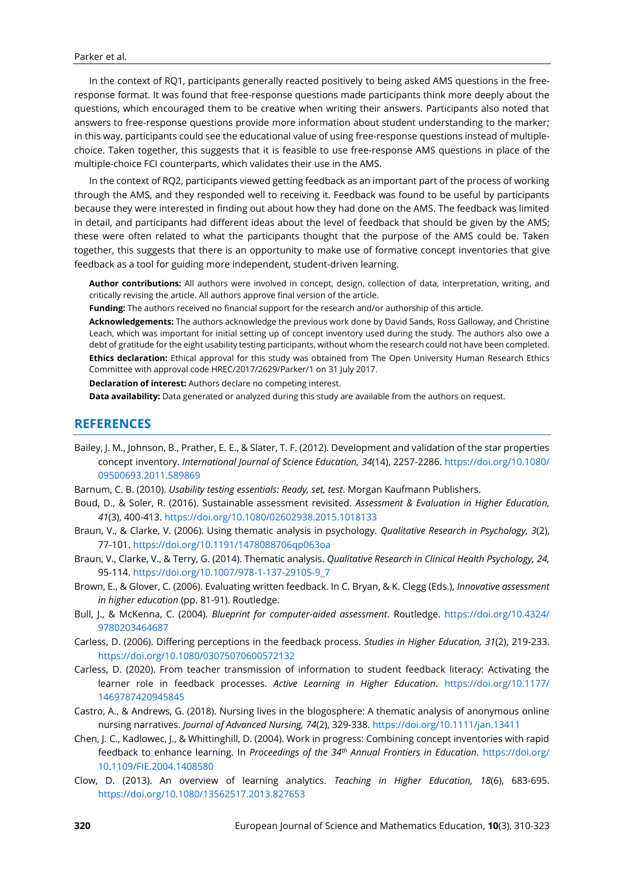In the context of RQ1, participants generally reacted positively to being asked AMS questions in the free-response format. It was found that free-response questions made participants think more deeply about the questions, which encouraged them to be creative when writing their answers. Participants also noted that answers to free-response questions provide more information about student understanding to the marker; in this way, participants could see the educational value of using free-response questions instead of multiple-choice. Taken together, this suggests that it is feasible to use free-response AMS questions in place of the multiple-choice FCI counterparts, which validates their use in the AMS.

In the context of RQ2, participants viewed getting feedback as an important part of the process of working through the AMS, and they responded well to receiving it. Feedback was found to be useful by participants because they were interested in finding out about how they had done on the AMS. The feedback was limited in detail, and participants had different ideas about the level of feedback that should be given by the AMS; these were often related to what the participants thought that the purpose of the AMS could be. Taken together, this suggests that there is an opportunity to make use of formative concept inventories that give feedback as a tool for guiding more independent, student-driven learning.

**Author contributions:** All authors were involved in concept, design, collection of data, interpretation, writing, and critically revising the article. All authors approve final version of the article.

**Funding:** The authors received no financial support for the research and/or authorship of this article.

**Acknowledgements:** The authors acknowledge the previous work done by David Sands, Ross Galloway, and Christine Leach, which was important for initial setting up of concept inventory used during the study. The authors also owe a debt of gratitude for the eight usability testing participants, without whom the research could not have been completed.

**Ethics declaration:** Ethical approval for this study was obtained from The Open University Human Research Ethics Committee with approval code HREC/2017/2629/Parker/1 on 31 July 2017.

**Declaration of interest:** Authors declare no competing interest.

**Data availability:** Data generated or analyzed during this study are available from the authors on request.

## REFERENCES

Bailey, J. M., Johnson, B., Prather, E. E., & Slater, T. F. (2012). Development and validation of the star properties concept inventory. *International Journal of Science Education, 34*(14), 2257-2286. https://doi.org/10.1080/09500693.2011.589869

Barnum, C. B. (2010). *Usability testing essentials: Ready, set, test*. Morgan Kaufmann Publishers.

Boud, D., & Soler, R. (2016). Sustainable assessment revisited. *Assessment & Evaluation in Higher Education, 41*(3), 400-413. https://doi.org/10.1080/02602938.2015.1018133

Braun, V., & Clarke, V. (2006). Using thematic analysis in psychology. *Qualitative Research in Psychology, 3*(2), 77-101. https://doi.org/10.1191/1478088706qp063oa

Braun, V., Clarke, V., & Terry, G. (2014). Thematic analysis. *Qualitative Research in Clinical Health Psychology, 24,* 95-114. https://doi.org/10.1007/978-1-137-29105-9_7

Brown, E., & Glover, C. (2006). Evaluating written feedback. In C. Bryan, & K. Clegg (Eds.), *Innovative assessment in higher education* (pp. 81-91). Routledge.

Bull, J., & McKenna, C. (2004). *Blueprint for computer-aided assessment*. Routledge. https://doi.org/10.4324/9780203464687

Carless, D. (2006). Differing perceptions in the feedback process. *Studies in Higher Education, 31*(2), 219-233. https://doi.org/10.1080/03075070600572132

Carless, D. (2020). From teacher transmission of information to student feedback literacy: Activating the learner role in feedback processes. *Active Learning in Higher Education*. https://doi.org/10.1177/1469787420945845

Castro, A., & Andrews, G. (2018). Nursing lives in the blogosphere: A thematic analysis of anonymous online nursing narratives. *Journal of Advanced Nursing, 74*(2), 329-338. https://doi.org/10.1111/jan.13411

Chen, J. C., Kadlowec, J., & Whittinghill, D. (2004). Work in progress: Combining concept inventories with rapid feedback to enhance learning. In *Proceedings of the 34th Annual Frontiers in Education*. https://doi.org/10.1109/FIE.2004.1408580

Clow, D. (2013). An overview of learning analytics. *Teaching in Higher Education, 18*(6), 683-695. https://doi.org/10.1080/13562517.2013.827653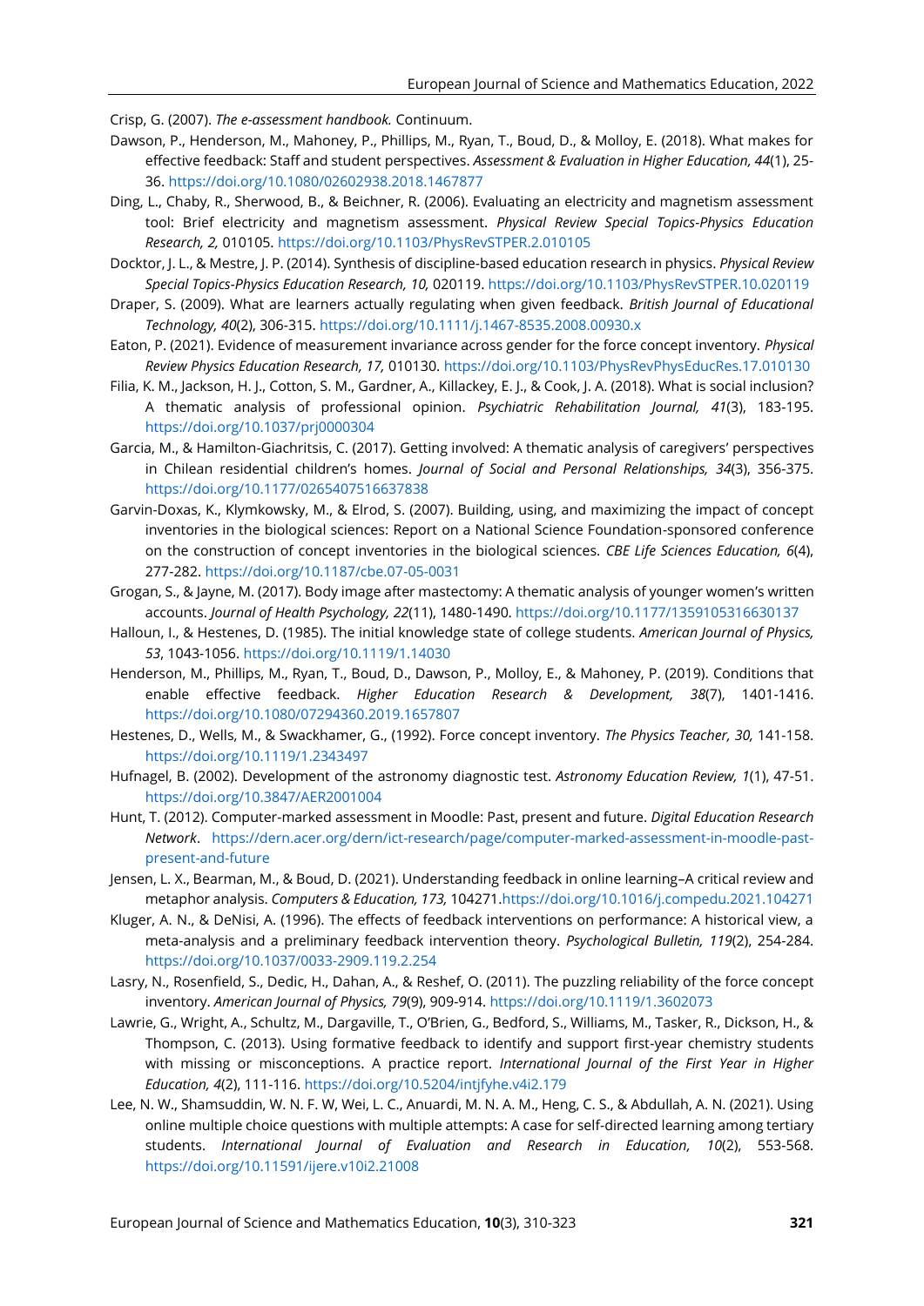Crisp, G. (2007). *The e-assessment handbook.* Continuum.

Dawson, P., Henderson, M., Mahoney, P., Phillips, M., Ryan, T., Boud, D., & Molloy, E. (2018). What makes for effective feedback: Staff and student perspectives. *Assessment & Evaluation in Higher Education, 44*(1), 25-36. https://doi.org/10.1080/02602938.2018.1467877

Ding, L., Chaby, R., Sherwood, B., & Beichner, R. (2006). Evaluating an electricity and magnetism assessment tool: Brief electricity and magnetism assessment. *Physical Review Special Topics-Physics Education Research, 2,* 010105. https://doi.org/10.1103/PhysRevSTPER.2.010105

Docktor, J. L., & Mestre, J. P. (2014). Synthesis of discipline-based education research in physics. *Physical Review Special Topics-Physics Education Research, 10,* 020119. https://doi.org/10.1103/PhysRevSTPER.10.020119

Draper, S. (2009). What are learners actually regulating when given feedback. *British Journal of Educational Technology, 40*(2), 306-315. https://doi.org/10.1111/j.1467-8535.2008.00930.x

Eaton, P. (2021). Evidence of measurement invariance across gender for the force concept inventory. *Physical Review Physics Education Research, 17,* 010130. https://doi.org/10.1103/PhysRevPhysEducRes.17.010130

Filia, K. M., Jackson, H. J., Cotton, S. M., Gardner, A., Killackey, E. J., & Cook, J. A. (2018). What is social inclusion? A thematic analysis of professional opinion. *Psychiatric Rehabilitation Journal, 41*(3), 183-195. https://doi.org/10.1037/prj0000304

Garcia, M., & Hamilton-Giachritsis, C. (2017). Getting involved: A thematic analysis of caregivers' perspectives in Chilean residential children's homes. *Journal of Social and Personal Relationships, 34*(3), 356-375. https://doi.org/10.1177/0265407516637838

Garvin-Doxas, K., Klymkowsky, M., & Elrod, S. (2007). Building, using, and maximizing the impact of concept inventories in the biological sciences: Report on a National Science Foundation-sponsored conference on the construction of concept inventories in the biological sciences. *CBE Life Sciences Education, 6*(4), 277-282. https://doi.org/10.1187/cbe.07-05-0031

Grogan, S., & Jayne, M. (2017). Body image after mastectomy: A thematic analysis of younger women's written accounts. *Journal of Health Psychology, 22*(11), 1480-1490. https://doi.org/10.1177/1359105316630137

Halloun, I., & Hestenes, D. (1985). The initial knowledge state of college students. *American Journal of Physics, 53*, 1043-1056. https://doi.org/10.1119/1.14030

Henderson, M., Phillips, M., Ryan, T., Boud, D., Dawson, P., Molloy, E., & Mahoney, P. (2019). Conditions that enable effective feedback. *Higher Education Research & Development, 38*(7), 1401-1416. https://doi.org/10.1080/07294360.2019.1657807

Hestenes, D., Wells, M., & Swackhamer, G., (1992). Force concept inventory. *The Physics Teacher, 30,* 141-158. https://doi.org/10.1119/1.2343497

Hufnagel, B. (2002). Development of the astronomy diagnostic test. *Astronomy Education Review, 1*(1), 47-51. https://doi.org/10.3847/AER2001004

Hunt, T. (2012). Computer-marked assessment in Moodle: Past, present and future. *Digital Education Research Network*. https://dern.acer.org/dern/ict-research/page/computer-marked-assessment-in-moodle-past-present-and-future

Jensen, L. X., Bearman, M., & Boud, D. (2021). Understanding feedback in online learning–A critical review and metaphor analysis. *Computers & Education, 173,* 104271.https://doi.org/10.1016/j.compedu.2021.104271

Kluger, A. N., & DeNisi, A. (1996). The effects of feedback interventions on performance: A historical view, a meta-analysis and a preliminary feedback intervention theory. *Psychological Bulletin, 119*(2), 254-284. https://doi.org/10.1037/0033-2909.119.2.254

Lasry, N., Rosenfield, S., Dedic, H., Dahan, A., & Reshef, O. (2011). The puzzling reliability of the force concept inventory. *American Journal of Physics, 79*(9), 909-914. https://doi.org/10.1119/1.3602073

Lawrie, G., Wright, A., Schultz, M., Dargaville, T., O'Brien, G., Bedford, S., Williams, M., Tasker, R., Dickson, H., & Thompson, C. (2013). Using formative feedback to identify and support first-year chemistry students with missing or misconceptions. A practice report. *International Journal of the First Year in Higher Education, 4*(2), 111-116. https://doi.org/10.5204/intjfyhe.v4i2.179

Lee, N. W., Shamsuddin, W. N. F. W, Wei, L. C., Anuardi, M. N. A. M., Heng, C. S., & Abdullah, A. N. (2021). Using online multiple choice questions with multiple attempts: A case for self-directed learning among tertiary students. *International Journal of Evaluation and Research in Education, 10*(2), 553-568. https://doi.org/10.11591/ijere.v10i2.21008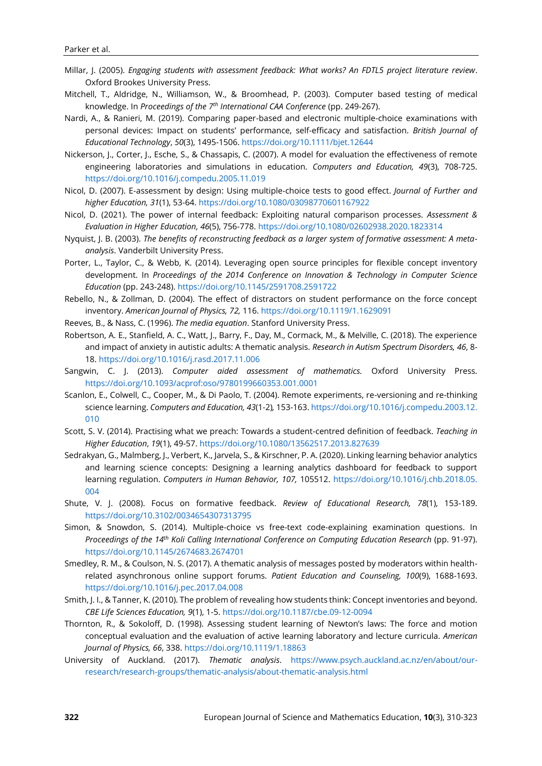Millar, J. (2005). *Engaging students with assessment feedback: What works? An FDTL5 project literature review*. Oxford Brookes University Press.

Mitchell, T., Aldridge, N., Williamson, W., & Broomhead, P. (2003). Computer based testing of medical knowledge. In *Proceedings of the 7th International CAA Conference* (pp. 249-267).

Nardi, A., & Ranieri, M. (2019). Comparing paper-based and electronic multiple-choice examinations with personal devices: Impact on students' performance, self-efficacy and satisfaction. *British Journal of Educational Technology*, *50*(3), 1495-1506. https://doi.org/10.1111/bjet.12644

Nickerson, J., Corter, J., Esche, S., & Chassapis, C. (2007). A model for evaluation the effectiveness of remote engineering laboratories and simulations in education. *Computers and Education, 49*(3), 708-725. https://doi.org/10.1016/j.compedu.2005.11.019

Nicol, D. (2007). E-assessment by design: Using multiple-choice tests to good effect. *Journal of Further and higher Education, 31*(1), 53-64. https://doi.org/10.1080/03098770601167922

Nicol, D. (2021). The power of internal feedback: Exploiting natural comparison processes. *Assessment & Evaluation in Higher Education, 46*(5), 756-778. https://doi.org/10.1080/02602938.2020.1823314

Nyquist, J. B. (2003). *The benefits of reconstructing feedback as a larger system of formative assessment: A meta-analysis*. Vanderbilt University Press.

Porter, L., Taylor, C., & Webb, K. (2014). Leveraging open source principles for flexible concept inventory development. In *Proceedings of the 2014 Conference on Innovation & Technology in Computer Science Education* (pp. 243-248). https://doi.org/10.1145/2591708.2591722

Rebello, N., & Zollman, D. (2004). The effect of distractors on student performance on the force concept inventory. *American Journal of Physics, 72,* 116. https://doi.org/10.1119/1.1629091

Reeves, B., & Nass, C. (1996). *The media equation*. Stanford University Press.

Robertson, A. E., Stanfield, A. C., Watt, J., Barry, F., Day, M., Cormack, M., & Melville, C. (2018). The experience and impact of anxiety in autistic adults: A thematic analysis. *Research in Autism Spectrum Disorders, 46*, 8-18. https://doi.org/10.1016/j.rasd.2017.11.006

Sangwin, C. J. (2013). *Computer aided assessment of mathematics.* Oxford University Press. https://doi.org/10.1093/acprof:oso/9780199660353.001.0001

Scanlon, E., Colwell, C., Cooper, M., & Di Paolo, T. (2004). Remote experiments, re-versioning and re-thinking science learning. *Computers and Education, 43*(1-2)*,* 153-163. https://doi.org/10.1016/j.compedu.2003.12.010

Scott, S. V. (2014). Practising what we preach: Towards a student-centred definition of feedback. *Teaching in Higher Education*, *19*(1), 49-57. https://doi.org/10.1080/13562517.2013.827639

Sedrakyan, G., Malmberg, J., Verbert, K., Jarvela, S., & Kirschner, P. A. (2020). Linking learning behavior analytics and learning science concepts: Designing a learning analytics dashboard for feedback to support learning regulation. *Computers in Human Behavior, 107,* 105512. https://doi.org/10.1016/j.chb.2018.05.004

Shute, V. J. (2008). Focus on formative feedback. *Review of Educational Research, 78*(1), 153-189. https://doi.org/10.3102/0034654307313795

Simon, & Snowdon, S. (2014). Multiple-choice vs free-text code-explaining examination questions. In *Proceedings of the 14th Koli Calling International Conference on Computing Education Research* (pp. 91-97). https://doi.org/10.1145/2674683.2674701

Smedley, R. M., & Coulson, N. S. (2017). A thematic analysis of messages posted by moderators within health-related asynchronous online support forums. *Patient Education and Counseling, 100*(9), 1688-1693. https://doi.org/10.1016/j.pec.2017.04.008

Smith, J. I., & Tanner, K. (2010). The problem of revealing how students think: Concept inventories and beyond. *CBE Life Sciences Education, 9*(1), 1-5. https://doi.org/10.1187/cbe.09-12-0094

Thornton, R., & Sokoloff, D. (1998). Assessing student learning of Newton's laws: The force and motion conceptual evaluation and the evaluation of active learning laboratory and lecture curricula. *American Journal of Physics, 66*, 338. https://doi.org/10.1119/1.18863

University of Auckland. (2017). *Thematic analysis*. https://www.psych.auckland.ac.nz/en/about/our-research/research-groups/thematic-analysis/about-thematic-analysis.html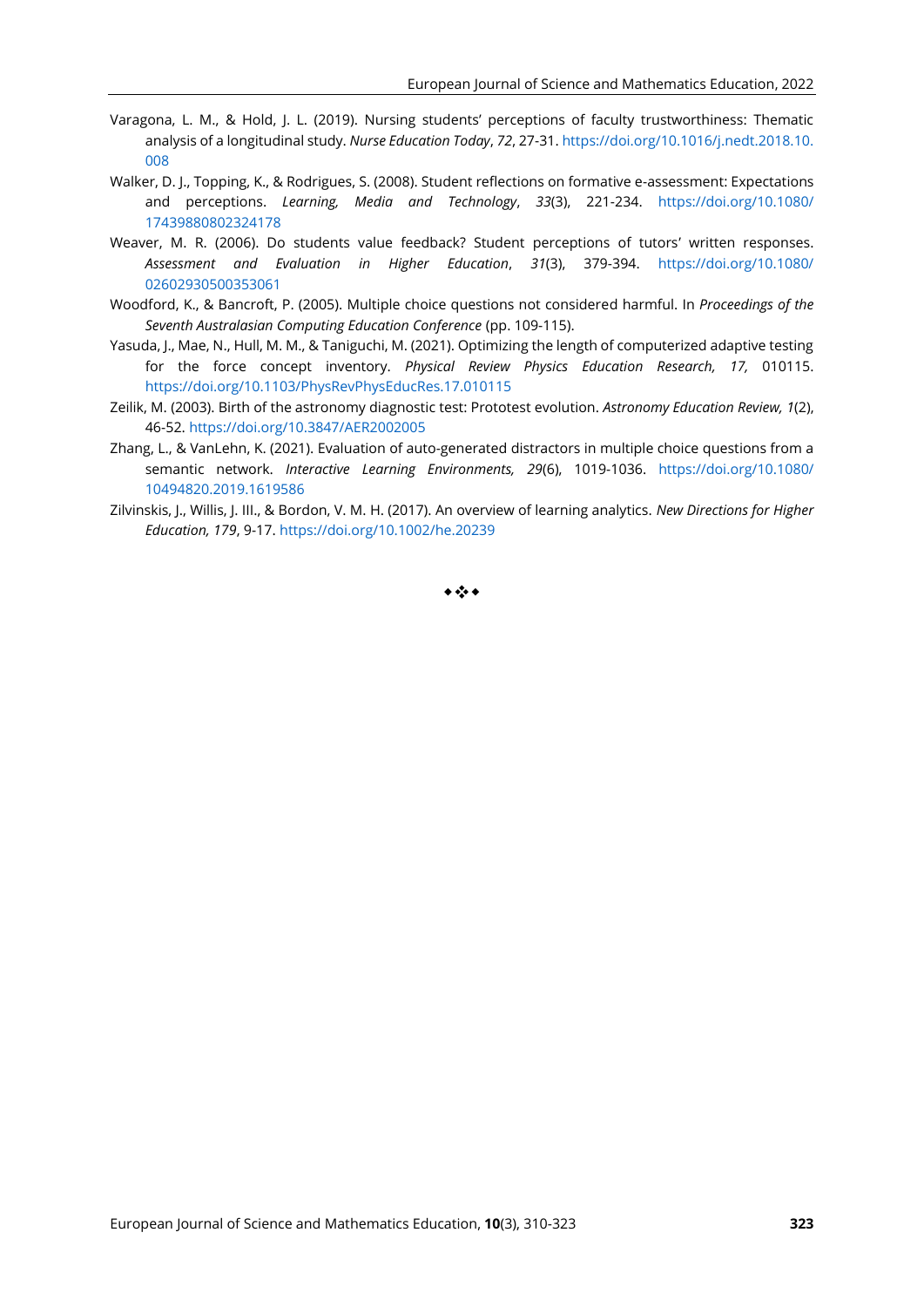Varagona, L. M., & Hold, J. L. (2019). Nursing students' perceptions of faculty trustworthiness: Thematic analysis of a longitudinal study. *Nurse Education Today*, *72*, 27-31. https://doi.org/10.1016/j.nedt.2018.10.008

Walker, D. J., Topping, K., & Rodrigues, S. (2008). Student reflections on formative e-assessment: Expectations and perceptions. *Learning, Media and Technology*, *33*(3), 221-234. https://doi.org/10.1080/17439880802324178

Weaver, M. R. (2006). Do students value feedback? Student perceptions of tutors' written responses. *Assessment and Evaluation in Higher Education*, *31*(3), 379-394. https://doi.org/10.1080/02602930500353061

Woodford, K., & Bancroft, P. (2005). Multiple choice questions not considered harmful. In *Proceedings of the Seventh Australasian Computing Education Conference* (pp. 109-115).

Yasuda, J., Mae, N., Hull, M. M., & Taniguchi, M. (2021). Optimizing the length of computerized adaptive testing for the force concept inventory. *Physical Review Physics Education Research, 17,* 010115. https://doi.org/10.1103/PhysRevPhysEducRes.17.010115

Zeilik, M. (2003). Birth of the astronomy diagnostic test: Prototest evolution. *Astronomy Education Review, 1*(2), 46-52. https://doi.org/10.3847/AER2002005

Zhang, L., & VanLehn, K. (2021). Evaluation of auto-generated distractors in multiple choice questions from a semantic network. *Interactive Learning Environments, 29*(6), 1019-1036. https://doi.org/10.1080/10494820.2019.1619586

Zilvinskis, J., Willis, J. III., & Bordon, V. M. H. (2017). An overview of learning analytics. *New Directions for Higher Education, 179*, 9-17. https://doi.org/10.1002/he.20239

◆❖◆